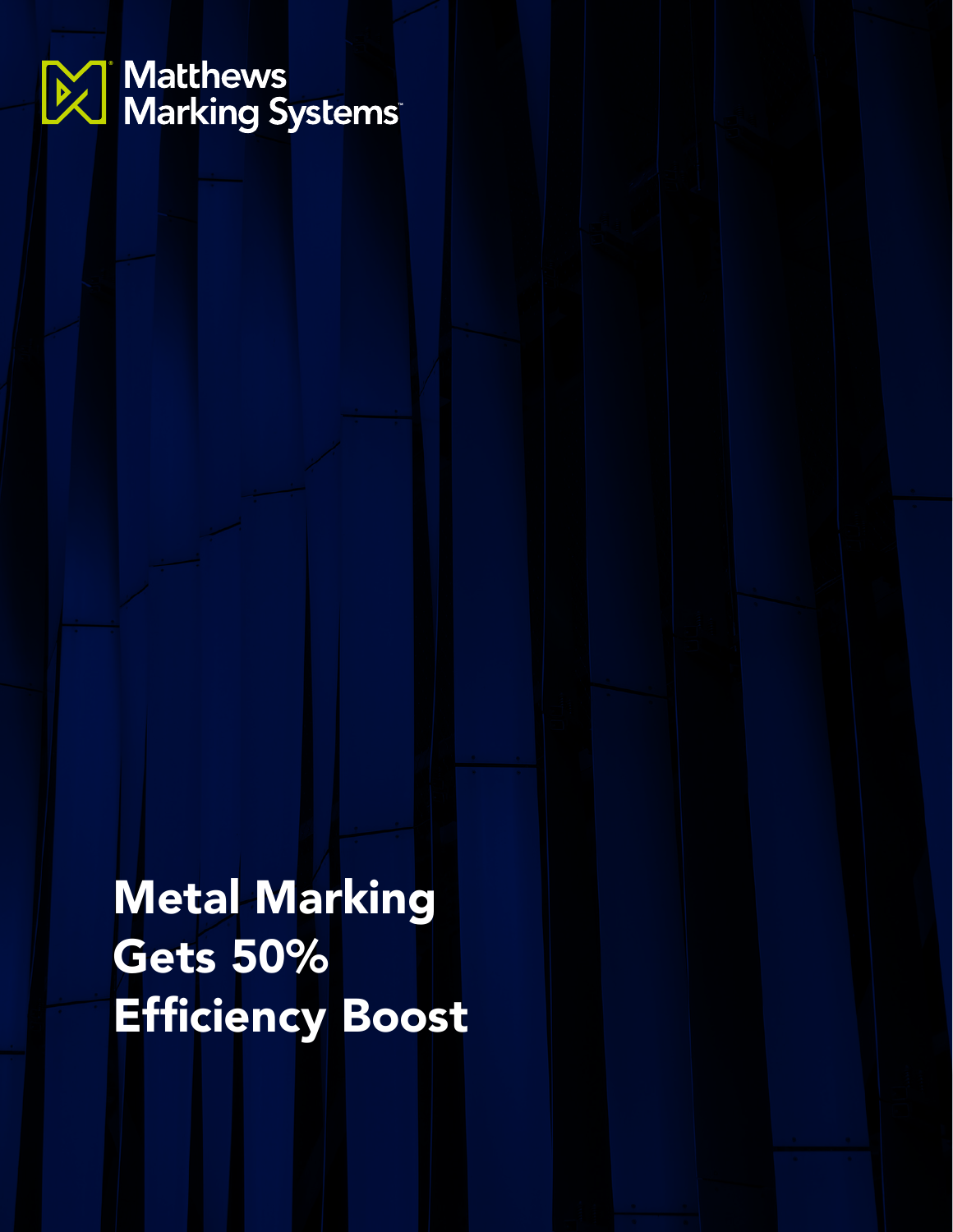Matthews Marking Systems™

# Metal Marking Gets 50% Efficiency Boost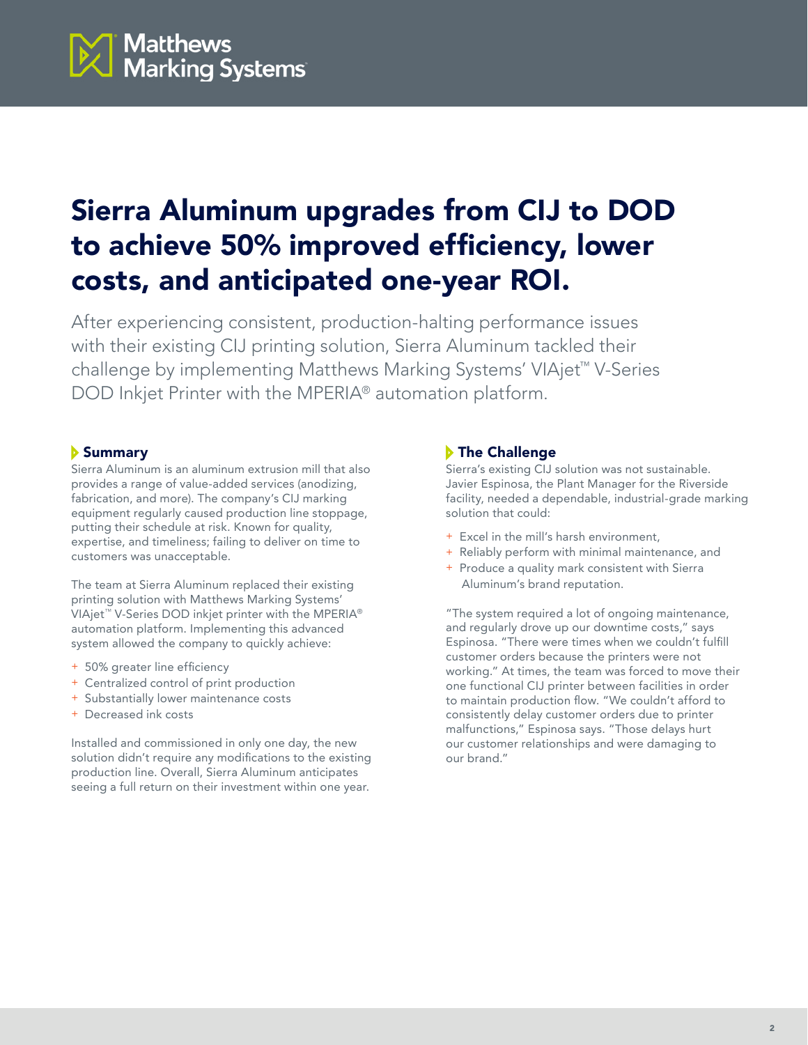# Sierra Aluminum upgrades from CIJ to DOD to achieve 50% improved efficiency, lower costs, and anticipated one-year ROI.

After experiencing consistent, production-halting performance issues with their existing CIJ printing solution, Sierra Aluminum tackled their challenge by implementing Matthews Marking Systems' VIAjet™ V-Series DOD Inkjet Printer with the MPERIA® automation platform.

## Summary

Sierra Aluminum is an aluminum extrusion mill that also provides a range of value-added services (anodizing, fabrication, and more). The company's CIJ marking equipment regularly caused production line stoppage, putting their schedule at risk. Known for quality, expertise, and timeliness; failing to deliver on time to customers was unacceptable.

The team at Sierra Aluminum replaced their existing printing solution with Matthews Marking Systems' VIAjet™ V-Series DOD inkjet printer with the MPERIA® automation platform. Implementing this advanced system allowed the company to quickly achieve:

+ 50% greater line efficiency
+ Centralized control of print production
+ Substantially lower maintenance costs
+ Decreased ink costs

Installed and commissioned in only one day, the new solution didn't require any modifications to the existing production line. Overall, Sierra Aluminum anticipates seeing a full return on their investment within one year.

## The Challenge

Sierra's existing CIJ solution was not sustainable. Javier Espinosa, the Plant Manager for the Riverside facility, needed a dependable, industrial-grade marking solution that could:

+ Excel in the mill's harsh environment,
+ Reliably perform with minimal maintenance, and
+ Produce a quality mark consistent with Sierra Aluminum's brand reputation.

"The system required a lot of ongoing maintenance, and regularly drove up our downtime costs," says Espinosa. "There were times when we couldn't fulfill customer orders because the printers were not working." At times, the team was forced to move their one functional CIJ printer between facilities in order to maintain production flow. "We couldn't afford to consistently delay customer orders due to printer malfunctions," Espinosa says. "Those delays hurt our customer relationships and were damaging to our brand."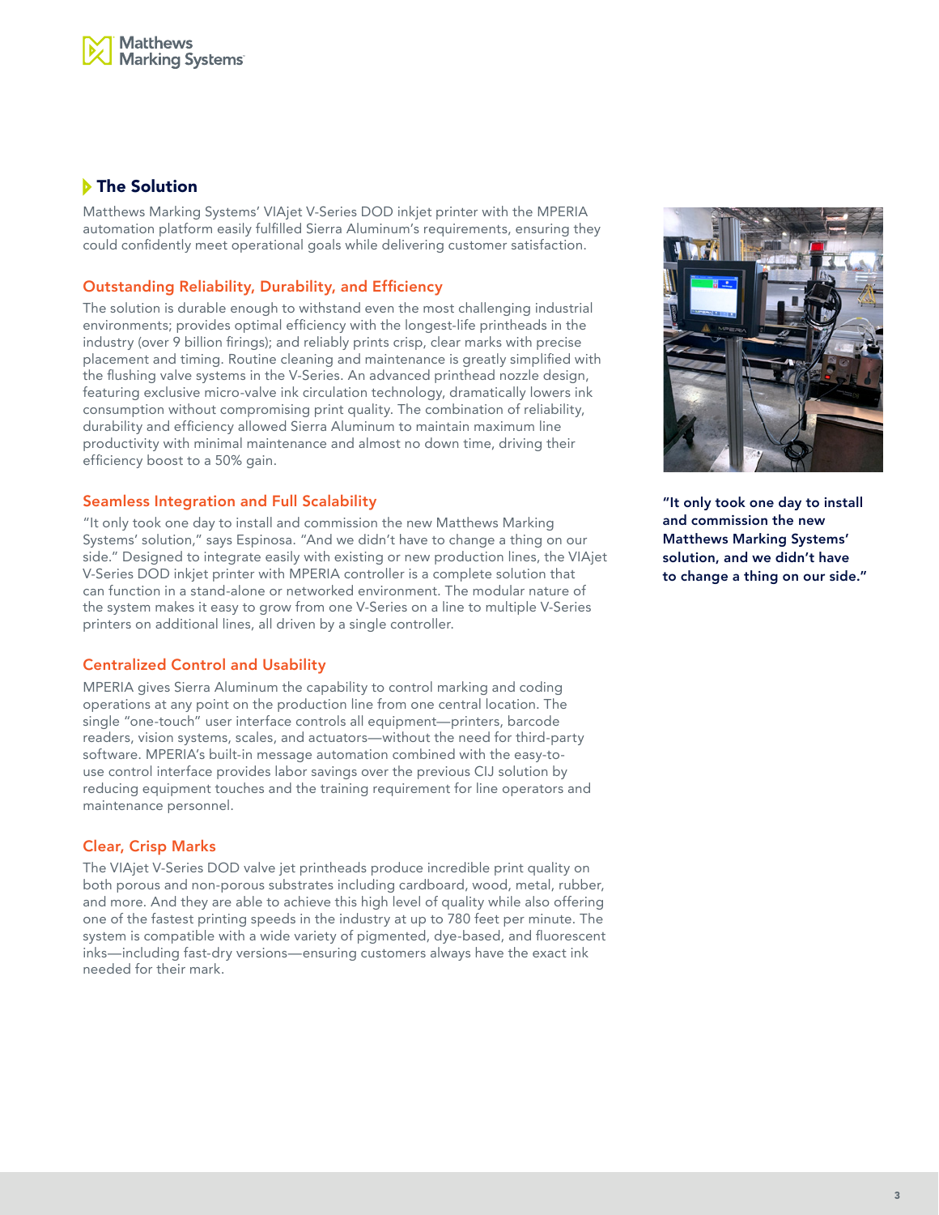## The Solution

Matthews Marking Systems' VIAjet V-Series DOD inkjet printer with the MPERIA automation platform easily fulfilled Sierra Aluminum's requirements, ensuring they could confidently meet operational goals while delivering customer satisfaction.

### Outstanding Reliability, Durability, and Efficiency

The solution is durable enough to withstand even the most challenging industrial environments; provides optimal efficiency with the longest-life printheads in the industry (over 9 billion firings); and reliably prints crisp, clear marks with precise placement and timing. Routine cleaning and maintenance is greatly simplified with the flushing valve systems in the V-Series. An advanced printhead nozzle design, featuring exclusive micro-valve ink circulation technology, dramatically lowers ink consumption without compromising print quality. The combination of reliability, durability and efficiency allowed Sierra Aluminum to maintain maximum line productivity with minimal maintenance and almost no down time, driving their efficiency boost to a 50% gain.

### Seamless Integration and Full Scalability

"It only took one day to install and commission the new Matthews Marking Systems' solution," says Espinosa. "And we didn't have to change a thing on our side." Designed to integrate easily with existing or new production lines, the VIAjet V-Series DOD inkjet printer with MPERIA controller is a complete solution that can function in a stand-alone or networked environment. The modular nature of the system makes it easy to grow from one V-Series on a line to multiple V-Series printers on additional lines, all driven by a single controller.

### Centralized Control and Usability

MPERIA gives Sierra Aluminum the capability to control marking and coding operations at any point on the production line from one central location. The single "one-touch" user interface controls all equipment—printers, barcode readers, vision systems, scales, and actuators—without the need for third-party software. MPERIA's built-in message automation combined with the easy-to-use control interface provides labor savings over the previous CIJ solution by reducing equipment touches and the training requirement for line operators and maintenance personnel.

### Clear, Crisp Marks

The VIAjet V-Series DOD valve jet printheads produce incredible print quality on both porous and non-porous substrates including cardboard, wood, metal, rubber, and more. And they are able to achieve this high level of quality while also offering one of the fastest printing speeds in the industry at up to 780 feet per minute. The system is compatible with a wide variety of pigmented, dye-based, and fluorescent inks—including fast-dry versions—ensuring customers always have the exact ink needed for their mark.

**"It only took one day to install and commission the new Matthews Marking Systems' solution, and we didn't have to change a thing on our side."**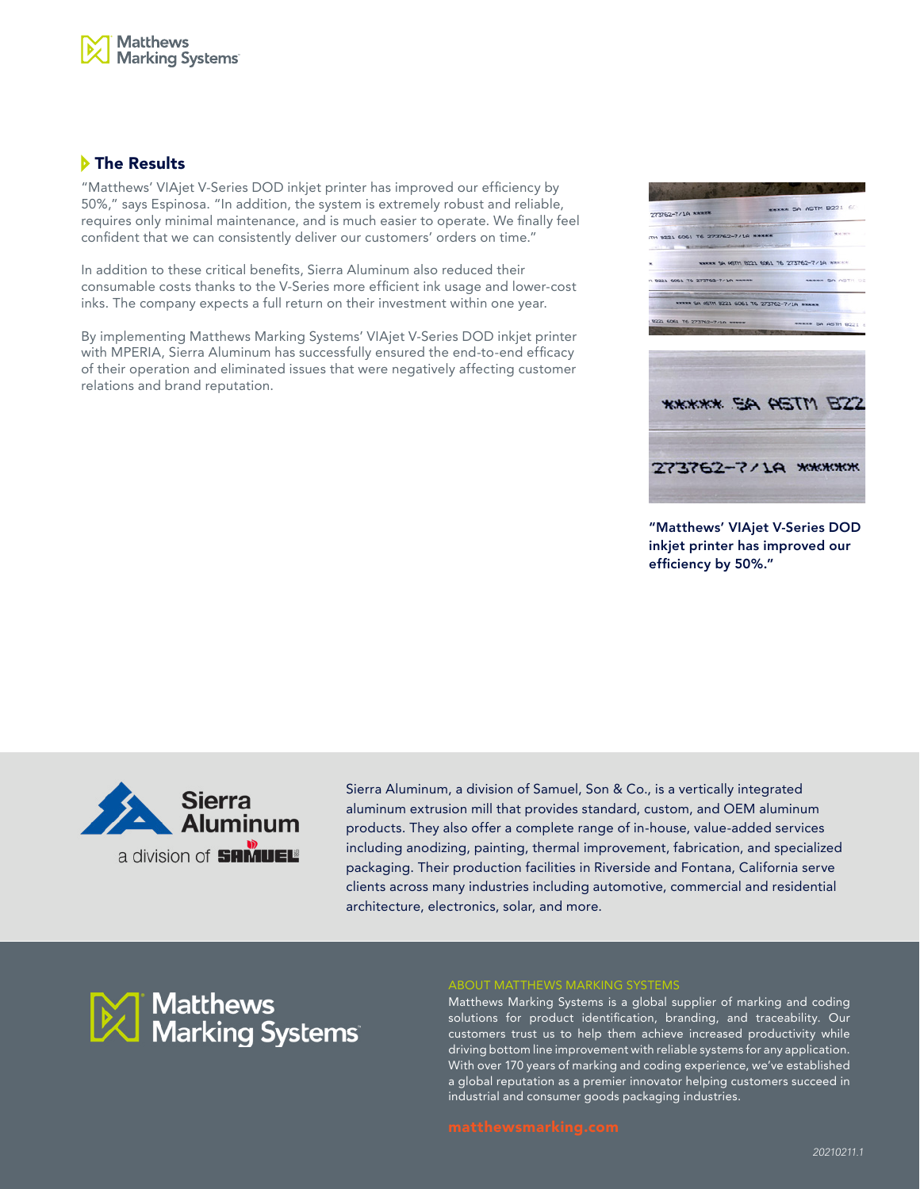## The Results

"Matthews' VIAjet V-Series DOD inkjet printer has improved our efficiency by 50%," says Espinosa. "In addition, the system is extremely robust and reliable, requires only minimal maintenance, and is much easier to operate. We finally feel confident that we can consistently deliver our customers' orders on time."

In addition to these critical benefits, Sierra Aluminum also reduced their consumable costs thanks to the V-Series more efficient ink usage and lower-cost inks. The company expects a full return on their investment within one year.

By implementing Matthews Marking Systems' VIAjet V-Series DOD inkjet printer with MPERIA, Sierra Aluminum has successfully ensured the end-to-end efficacy of their operation and eliminated issues that were negatively affecting customer relations and brand reputation.

**"Matthews' VIAjet V-Series DOD inkjet printer has improved our efficiency by 50%."**

Sierra Aluminum, a division of Samuel, Son & Co., is a vertically integrated aluminum extrusion mill that provides standard, custom, and OEM aluminum products. They also offer a complete range of in-house, value-added services including anodizing, painting, thermal improvement, fabrication, and specialized packaging. Their production facilities in Riverside and Fontana, California serve clients across many industries including automotive, commercial and residential architecture, electronics, solar, and more.

### ABOUT MATTHEWS MARKING SYSTEMS

Matthews Marking Systems is a global supplier of marking and coding solutions for product identification, branding, and traceability. Our customers trust us to help them achieve increased productivity while driving bottom line improvement with reliable systems for any application. With over 170 years of marking and coding experience, we've established a global reputation as a premier innovator helping customers succeed in industrial and consumer goods packaging industries.

matthewsmarking.com

20210211.1